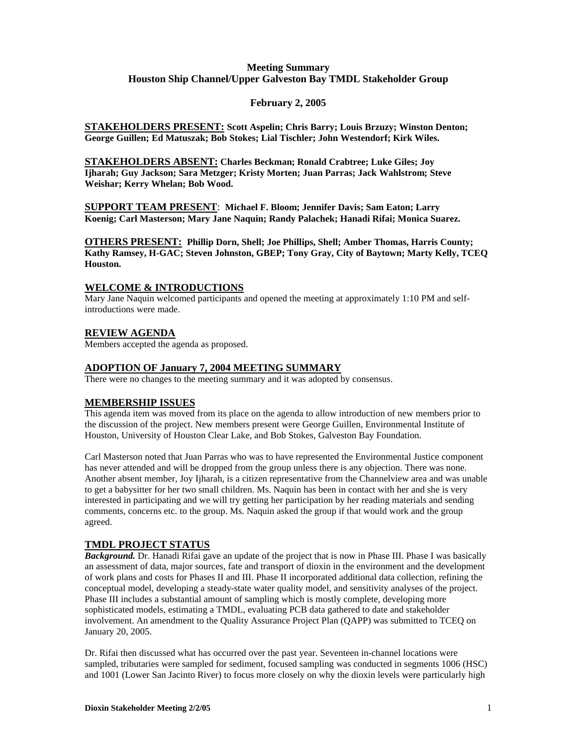# Meeting Summary
## Houston Ship Channel/Upper Galveston Bay TMDL Stakeholder Group

**February 2, 2005**

**STAKEHOLDERS PRESENT:** **Scott Aspelin; Chris Barry; Louis Brzuzy; Winston Denton; George Guillen; Ed Matuszak; Bob Stokes; Lial Tischler; John Westendorf; Kirk Wiles.**

**STAKEHOLDERS ABSENT:** **Charles Beckman; Ronald Crabtree; Luke Giles; Joy Ijharah; Guy Jackson; Sara Metzger; Kristy Morten; Juan Parras; Jack Wahlstrom; Steve Weishar; Kerry Whelan; Bob Wood.**

**SUPPORT TEAM PRESENT**: **Michael F. Bloom; Jennifer Davis; Sam Eaton; Larry Koenig; Carl Masterson; Mary Jane Naquin; Randy Palachek; Hanadi Rifai; Monica Suarez.**

**OTHERS PRESENT:** **Phillip Dorn, Shell; Joe Phillips, Shell; Amber Thomas, Harris County; Kathy Ramsey, H-GAC; Steven Johnston, GBEP; Tony Gray, City of Baytown; Marty Kelly, TCEQ Houston.**

### WELCOME & INTRODUCTIONS

Mary Jane Naquin welcomed participants and opened the meeting at approximately 1:10 PM and self-introductions were made.

### REVIEW AGENDA

Members accepted the agenda as proposed.

### ADOPTION OF January 7, 2004 MEETING SUMMARY

There were no changes to the meeting summary and it was adopted by consensus.

### MEMBERSHIP ISSUES

This agenda item was moved from its place on the agenda to allow introduction of new members prior to the discussion of the project. New members present were George Guillen, Environmental Institute of Houston, University of Houston Clear Lake, and Bob Stokes, Galveston Bay Foundation.

Carl Masterson noted that Juan Parras who was to have represented the Environmental Justice component has never attended and will be dropped from the group unless there is any objection. There was none. Another absent member, Joy Ijharah, is a citizen representative from the Channelview area and was unable to get a babysitter for her two small children. Ms. Naquin has been in contact with her and she is very interested in participating and we will try getting her participation by her reading materials and sending comments, concerns etc. to the group. Ms. Naquin asked the group if that would work and the group agreed.

### TMDL PROJECT STATUS

***Background.*** Dr. Hanadi Rifai gave an update of the project that is now in Phase III. Phase I was basically an assessment of data, major sources, fate and transport of dioxin in the environment and the development of work plans and costs for Phases II and III. Phase II incorporated additional data collection, refining the conceptual model, developing a steady-state water quality model, and sensitivity analyses of the project. Phase III includes a substantial amount of sampling which is mostly complete, developing more sophisticated models, estimating a TMDL, evaluating PCB data gathered to date and stakeholder involvement. An amendment to the Quality Assurance Project Plan (QAPP) was submitted to TCEQ on January 20, 2005.

Dr. Rifai then discussed what has occurred over the past year. Seventeen in-channel locations were sampled, tributaries were sampled for sediment, focused sampling was conducted in segments 1006 (HSC) and 1001 (Lower San Jacinto River) to focus more closely on why the dioxin levels were particularly high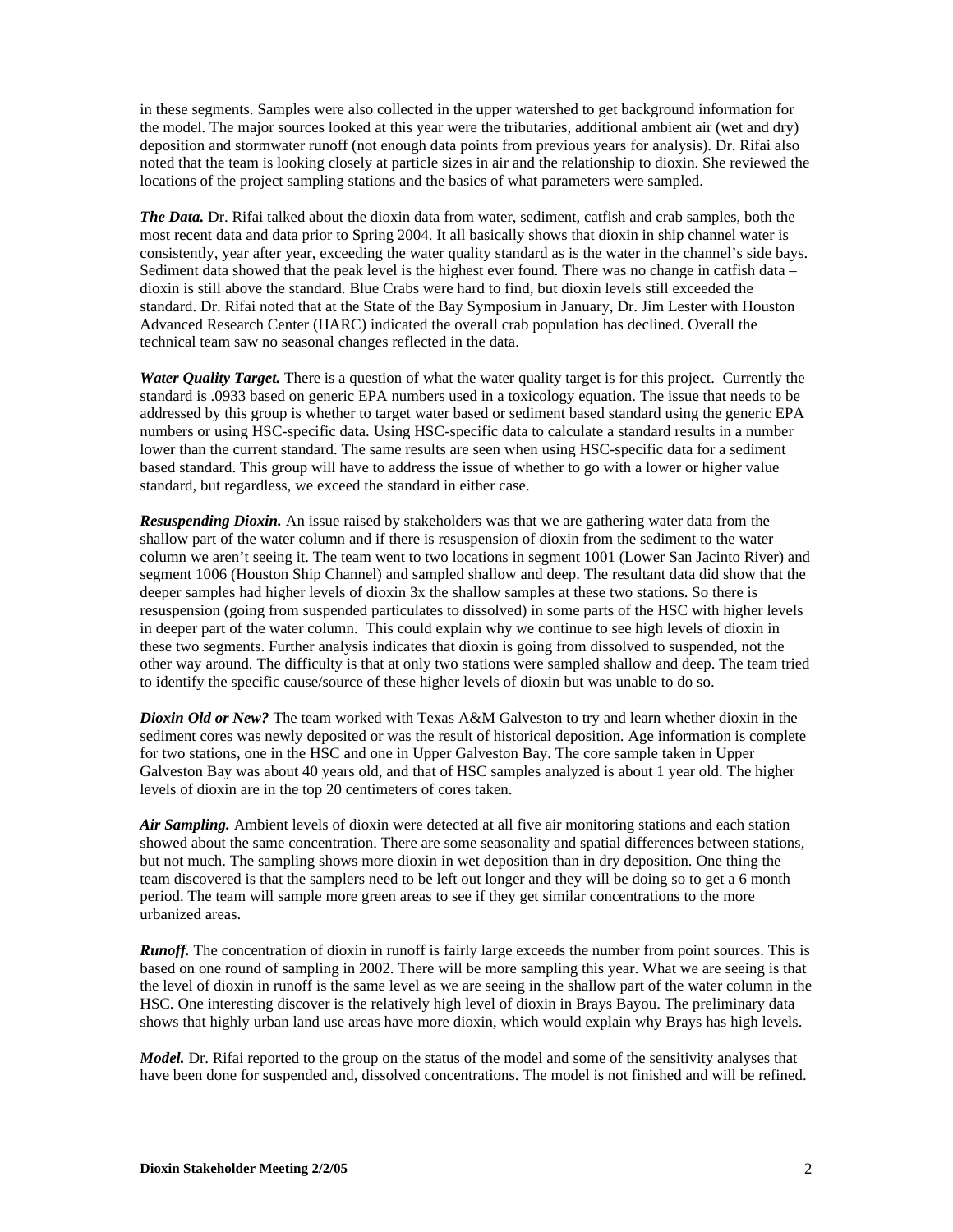in these segments. Samples were also collected in the upper watershed to get background information for the model. The major sources looked at this year were the tributaries, additional ambient air (wet and dry) deposition and stormwater runoff (not enough data points from previous years for analysis). Dr. Rifai also noted that the team is looking closely at particle sizes in air and the relationship to dioxin. She reviewed the locations of the project sampling stations and the basics of what parameters were sampled.

***The Data.*** Dr. Rifai talked about the dioxin data from water, sediment, catfish and crab samples, both the most recent data and data prior to Spring 2004. It all basically shows that dioxin in ship channel water is consistently, year after year, exceeding the water quality standard as is the water in the channel's side bays. Sediment data showed that the peak level is the highest ever found. There was no change in catfish data – dioxin is still above the standard. Blue Crabs were hard to find, but dioxin levels still exceeded the standard. Dr. Rifai noted that at the State of the Bay Symposium in January, Dr. Jim Lester with Houston Advanced Research Center (HARC) indicated the overall crab population has declined. Overall the technical team saw no seasonal changes reflected in the data.

***Water Quality Target.*** There is a question of what the water quality target is for this project. Currently the standard is .0933 based on generic EPA numbers used in a toxicology equation. The issue that needs to be addressed by this group is whether to target water based or sediment based standard using the generic EPA numbers or using HSC-specific data. Using HSC-specific data to calculate a standard results in a number lower than the current standard. The same results are seen when using HSC-specific data for a sediment based standard. This group will have to address the issue of whether to go with a lower or higher value standard, but regardless, we exceed the standard in either case.

***Resuspending Dioxin.*** An issue raised by stakeholders was that we are gathering water data from the shallow part of the water column and if there is resuspension of dioxin from the sediment to the water column we aren't seeing it. The team went to two locations in segment 1001 (Lower San Jacinto River) and segment 1006 (Houston Ship Channel) and sampled shallow and deep. The resultant data did show that the deeper samples had higher levels of dioxin 3x the shallow samples at these two stations. So there is resuspension (going from suspended particulates to dissolved) in some parts of the HSC with higher levels in deeper part of the water column. This could explain why we continue to see high levels of dioxin in these two segments. Further analysis indicates that dioxin is going from dissolved to suspended, not the other way around. The difficulty is that at only two stations were sampled shallow and deep. The team tried to identify the specific cause/source of these higher levels of dioxin but was unable to do so.

***Dioxin Old or New?*** The team worked with Texas A&M Galveston to try and learn whether dioxin in the sediment cores was newly deposited or was the result of historical deposition. Age information is complete for two stations, one in the HSC and one in Upper Galveston Bay. The core sample taken in Upper Galveston Bay was about 40 years old, and that of HSC samples analyzed is about 1 year old. The higher levels of dioxin are in the top 20 centimeters of cores taken.

***Air Sampling.*** Ambient levels of dioxin were detected at all five air monitoring stations and each station showed about the same concentration. There are some seasonality and spatial differences between stations, but not much. The sampling shows more dioxin in wet deposition than in dry deposition. One thing the team discovered is that the samplers need to be left out longer and they will be doing so to get a 6 month period. The team will sample more green areas to see if they get similar concentrations to the more urbanized areas.

***Runoff.*** The concentration of dioxin in runoff is fairly large exceeds the number from point sources. This is based on one round of sampling in 2002. There will be more sampling this year. What we are seeing is that the level of dioxin in runoff is the same level as we are seeing in the shallow part of the water column in the HSC. One interesting discover is the relatively high level of dioxin in Brays Bayou. The preliminary data shows that highly urban land use areas have more dioxin, which would explain why Brays has high levels.

***Model.*** Dr. Rifai reported to the group on the status of the model and some of the sensitivity analyses that have been done for suspended and, dissolved concentrations. The model is not finished and will be refined.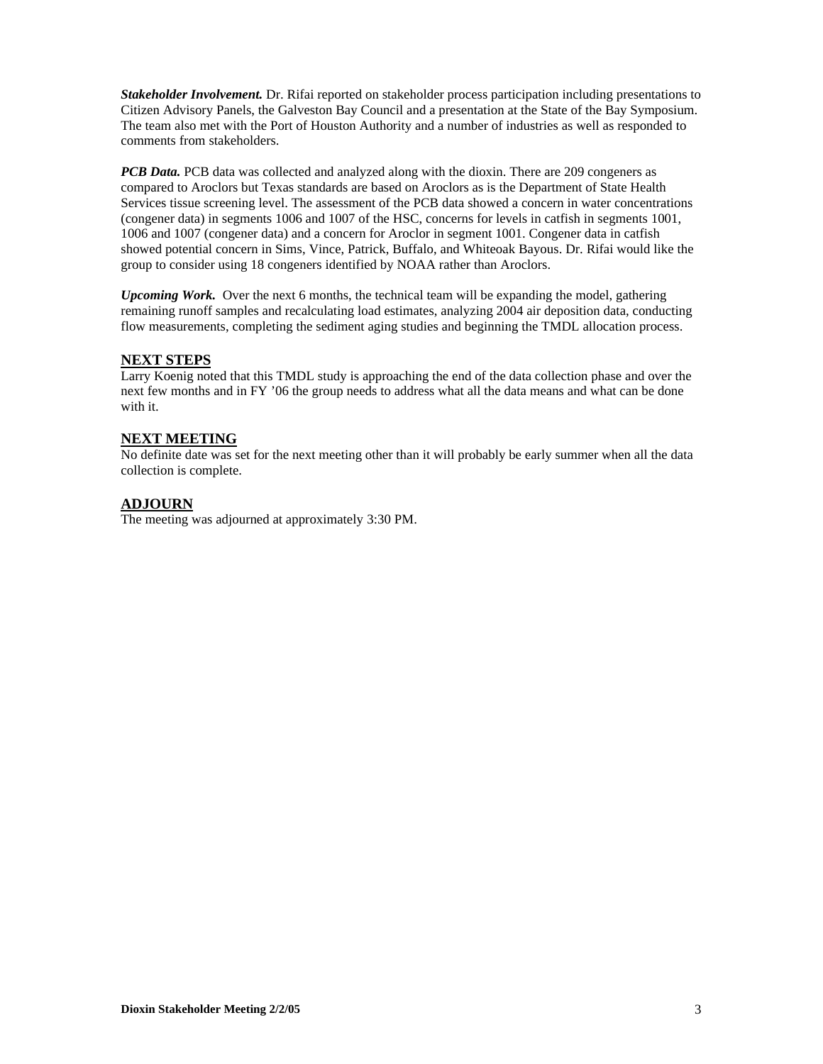***Stakeholder Involvement.*** Dr. Rifai reported on stakeholder process participation including presentations to Citizen Advisory Panels, the Galveston Bay Council and a presentation at the State of the Bay Symposium. The team also met with the Port of Houston Authority and a number of industries as well as responded to comments from stakeholders.

***PCB Data.*** PCB data was collected and analyzed along with the dioxin. There are 209 congeners as compared to Aroclors but Texas standards are based on Aroclors as is the Department of State Health Services tissue screening level. The assessment of the PCB data showed a concern in water concentrations (congener data) in segments 1006 and 1007 of the HSC, concerns for levels in catfish in segments 1001, 1006 and 1007 (congener data) and a concern for Aroclor in segment 1001. Congener data in catfish showed potential concern in Sims, Vince, Patrick, Buffalo, and Whiteoak Bayous. Dr. Rifai would like the group to consider using 18 congeners identified by NOAA rather than Aroclors.

***Upcoming Work.*** Over the next 6 months, the technical team will be expanding the model, gathering remaining runoff samples and recalculating load estimates, analyzing 2004 air deposition data, conducting flow measurements, completing the sediment aging studies and beginning the TMDL allocation process.

## NEXT STEPS

Larry Koenig noted that this TMDL study is approaching the end of the data collection phase and over the next few months and in FY '06 the group needs to address what all the data means and what can be done with it.

## NEXT MEETING

No definite date was set for the next meeting other than it will probably be early summer when all the data collection is complete.

## ADJOURN

The meeting was adjourned at approximately 3:30 PM.